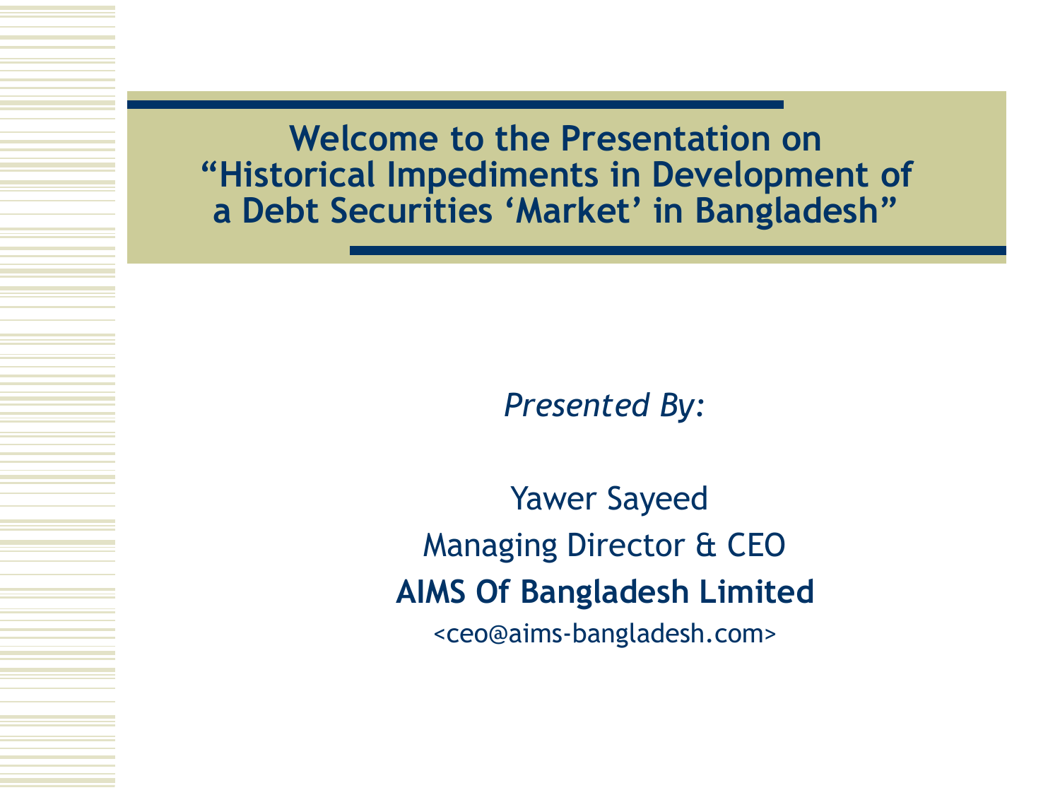# Welcome to the Presentation on "Historical Impediments in Development of a Debt Securities 'Market' in Bangladesh"

*Presented By:*

Yawer Sayeed

Managing Director & CEO

**AIMS Of Bangladesh Limited**

<ceo@aims-bangladesh.com>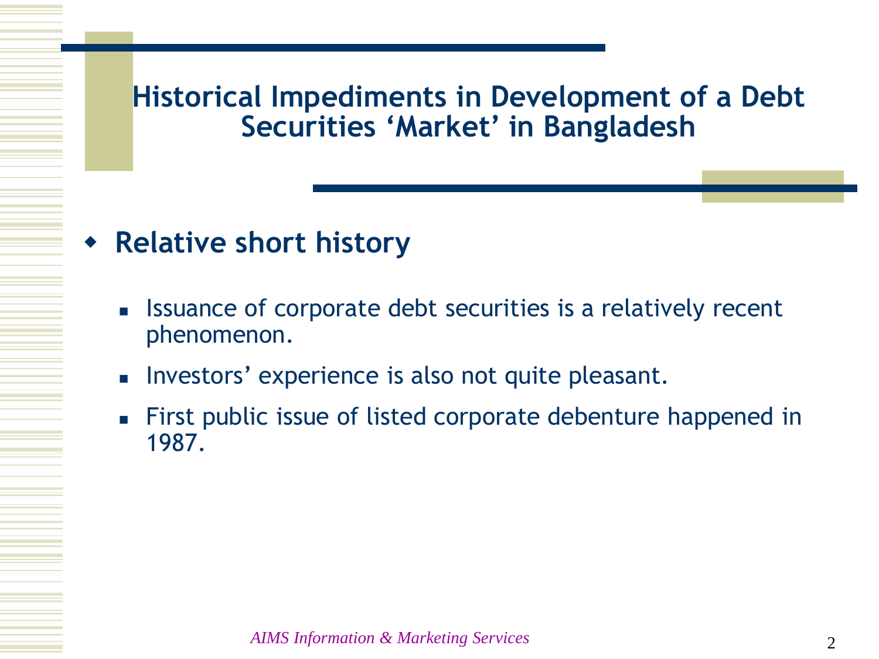# Historical Impediments in Development of a Debt Securities 'Market' in Bangladesh

- **Relative short history**
  - Issuance of corporate debt securities is a relatively recent phenomenon.
  - Investors' experience is also not quite pleasant.
  - First public issue of listed corporate debenture happened in 1987.

*AIMS Information & Marketing Services*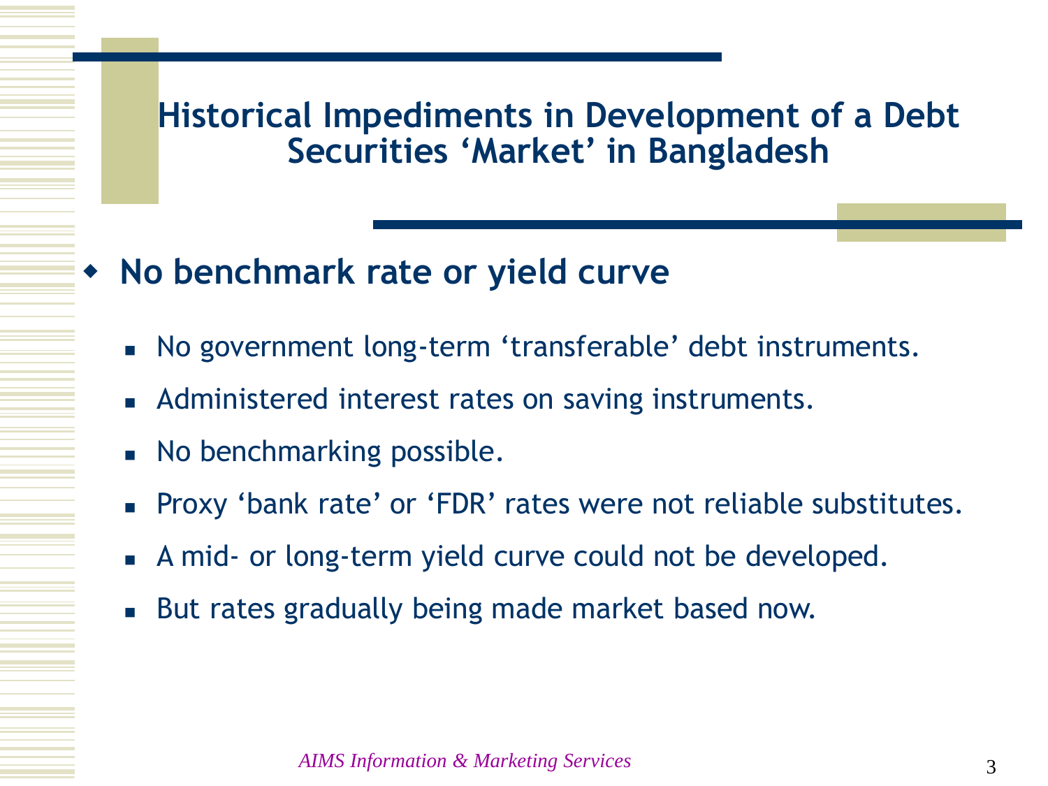# Historical Impediments in Development of a Debt Securities 'Market' in Bangladesh

- **No benchmark rate or yield curve**
  - No government long-term 'transferable' debt instruments.
  - Administered interest rates on saving instruments.
  - No benchmarking possible.
  - Proxy 'bank rate' or 'FDR' rates were not reliable substitutes.
  - A mid- or long-term yield curve could not be developed.
  - But rates gradually being made market based now.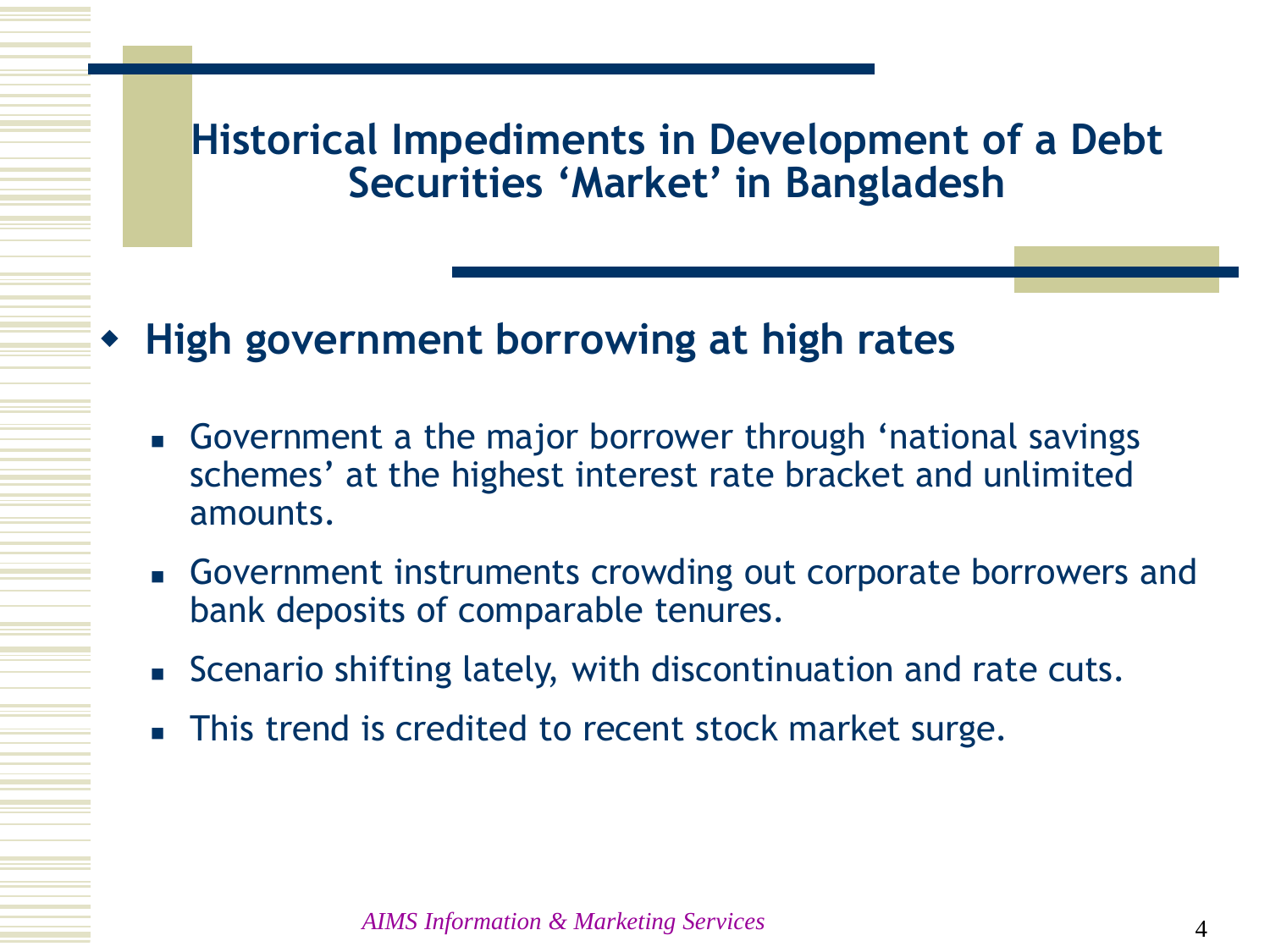# Historical Impediments in Development of a Debt Securities 'Market' in Bangladesh

- **High government borrowing at high rates**
  - Government a the major borrower through 'national savings schemes' at the highest interest rate bracket and unlimited amounts.
  - Government instruments crowding out corporate borrowers and bank deposits of comparable tenures.
  - Scenario shifting lately, with discontinuation and rate cuts.
  - This trend is credited to recent stock market surge.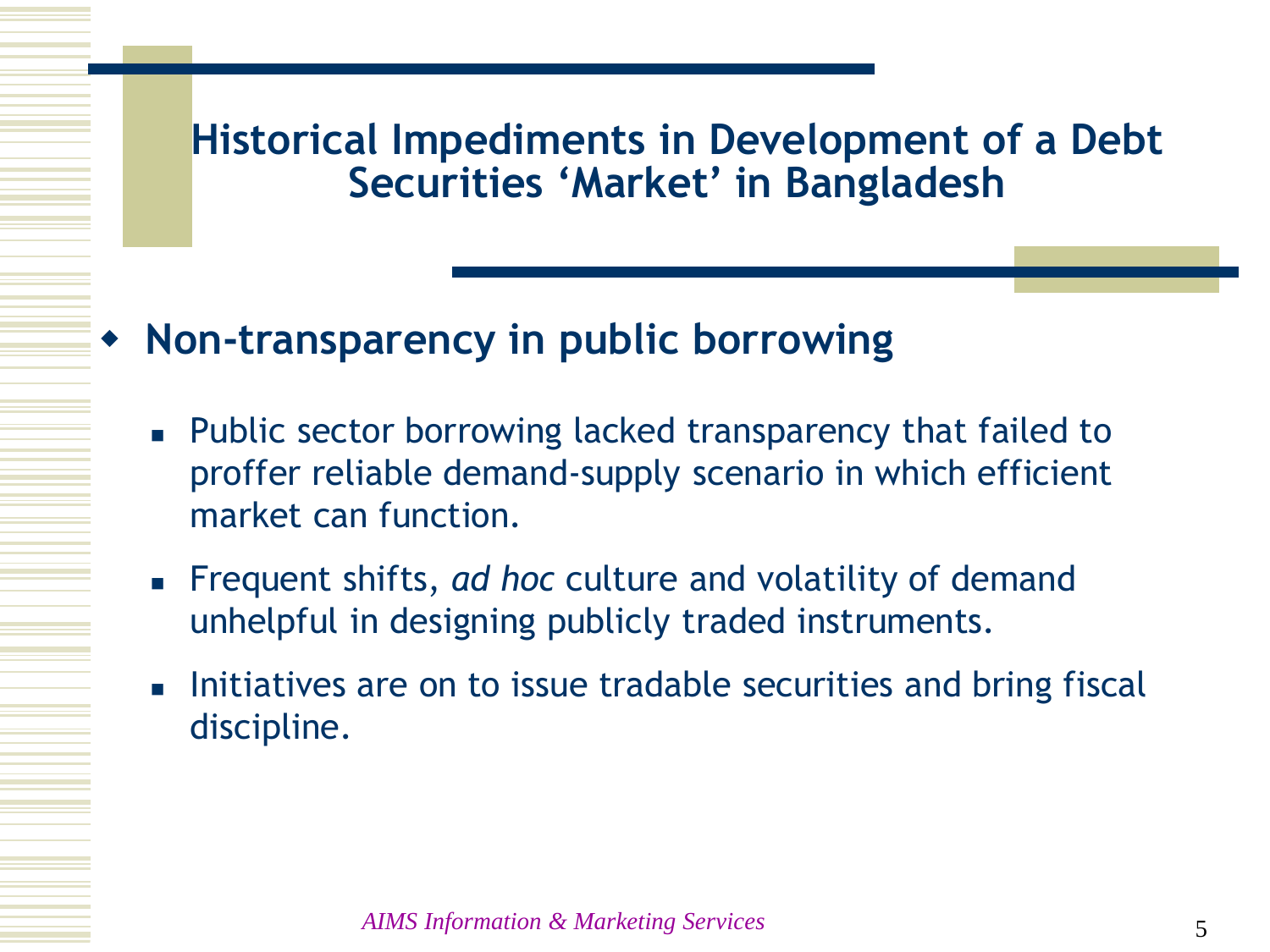# Historical Impediments in Development of a Debt Securities ‘Market’ in Bangladesh

- **Non-transparency in public borrowing**
  - Public sector borrowing lacked transparency that failed to proffer reliable demand-supply scenario in which efficient market can function.
  - Frequent shifts, *ad hoc* culture and volatility of demand unhelpful in designing publicly traded instruments.
  - Initiatives are on to issue tradable securities and bring fiscal discipline.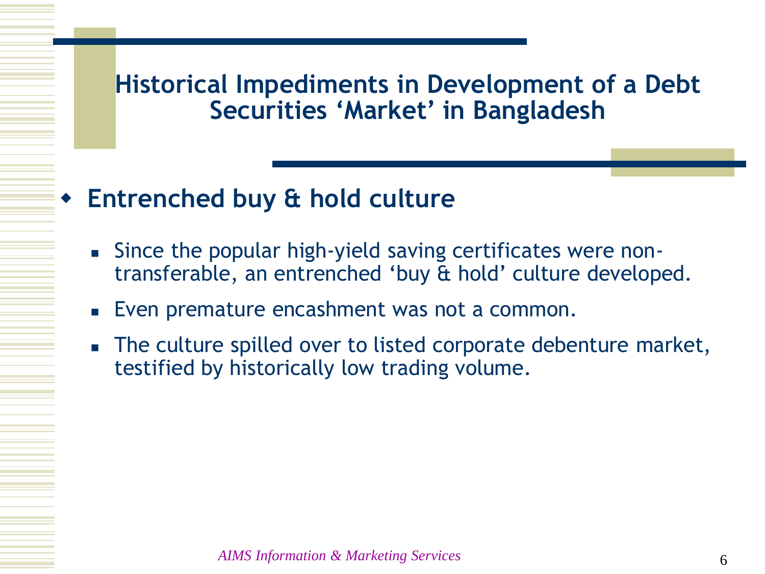# Historical Impediments in Development of a Debt Securities 'Market' in Bangladesh

- **Entrenched buy & hold culture**
  - Since the popular high-yield saving certificates were non-transferable, an entrenched 'buy & hold' culture developed.
  - Even premature encashment was not a common.
  - The culture spilled over to listed corporate debenture market, testified by historically low trading volume.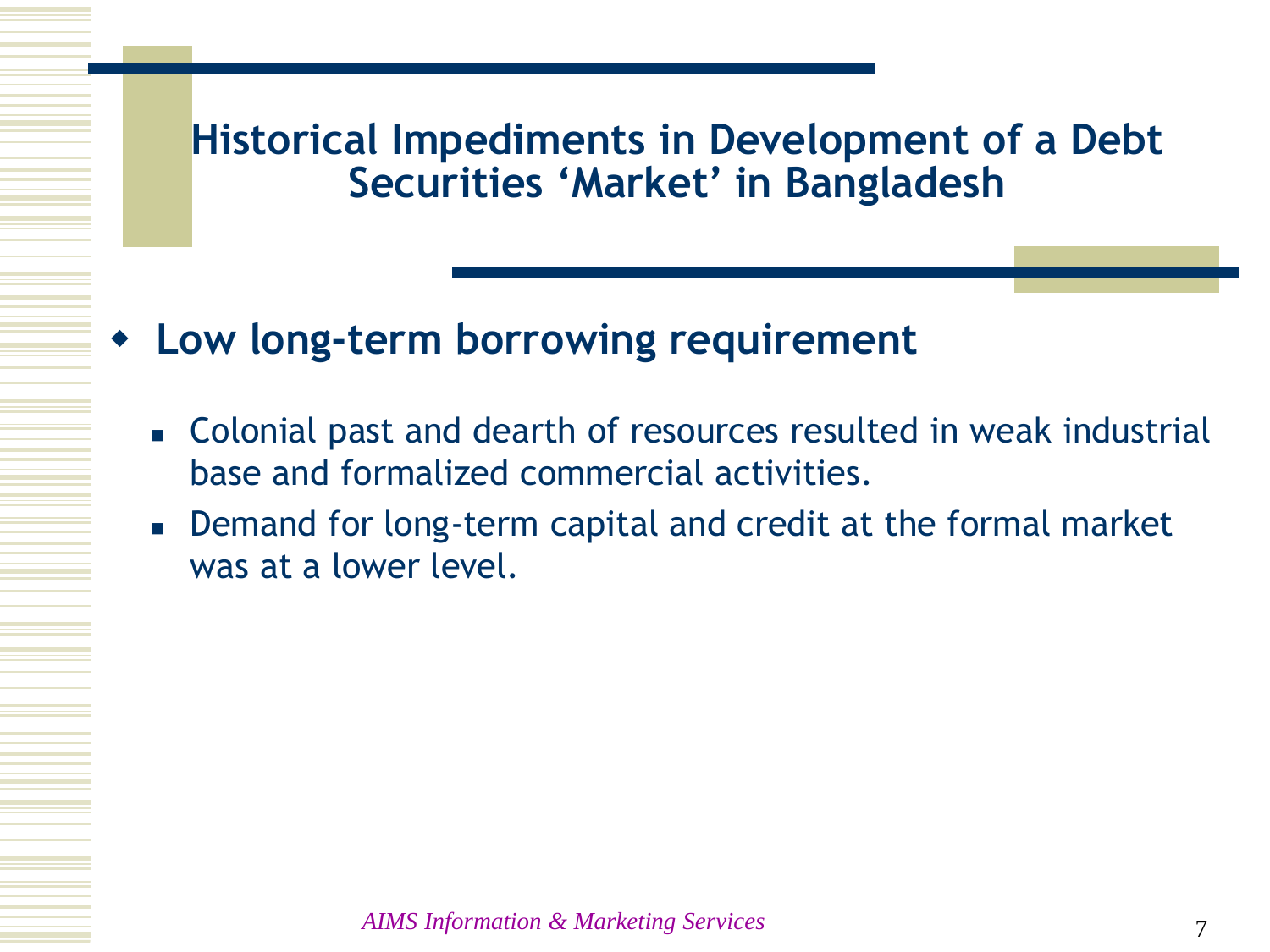# Historical Impediments in Development of a Debt Securities 'Market' in Bangladesh

- **Low long-term borrowing requirement**
  - Colonial past and dearth of resources resulted in weak industrial base and formalized commercial activities.
  - Demand for long-term capital and credit at the formal market was at a lower level.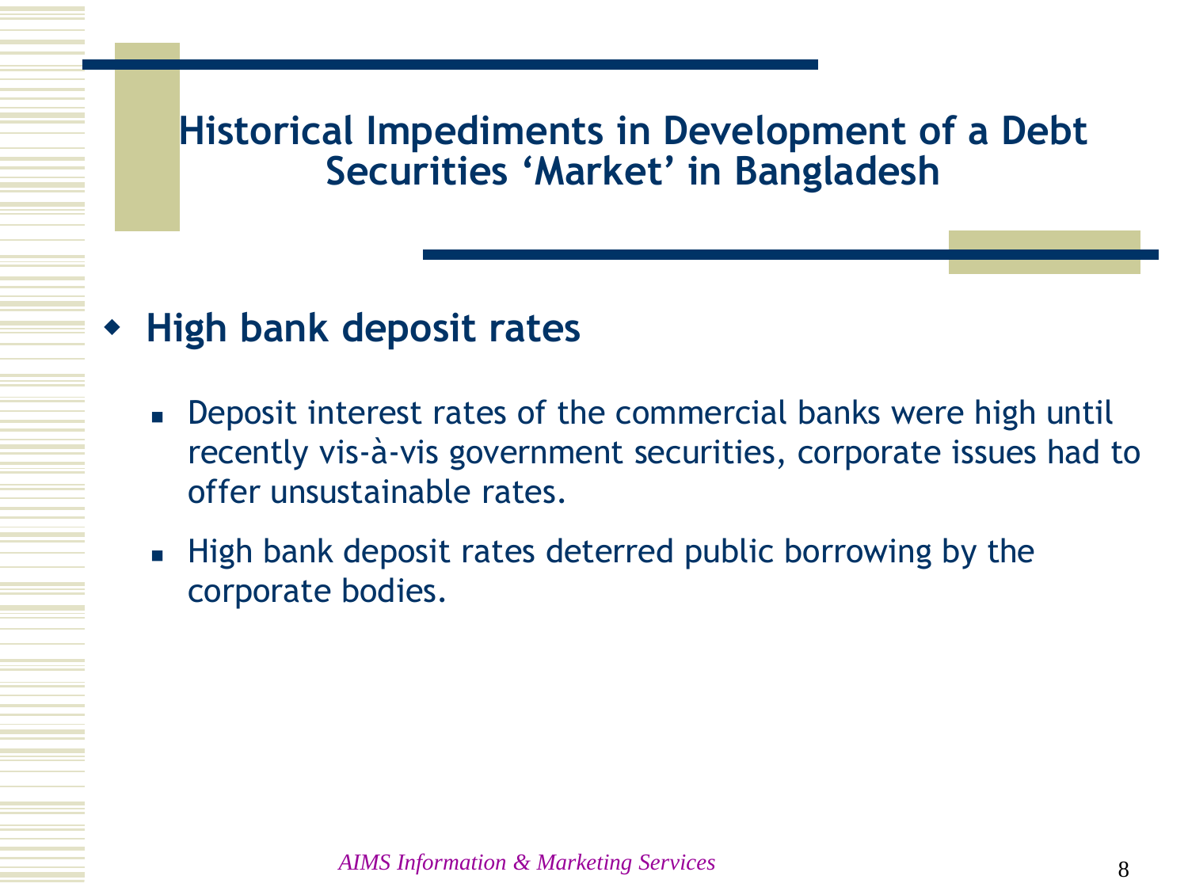# Historical Impediments in Development of a Debt Securities 'Market' in Bangladesh

- **High bank deposit rates**
  - Deposit interest rates of the commercial banks were high until recently vis-à-vis government securities, corporate issues had to offer unsustainable rates.
  - High bank deposit rates deterred public borrowing by the corporate bodies.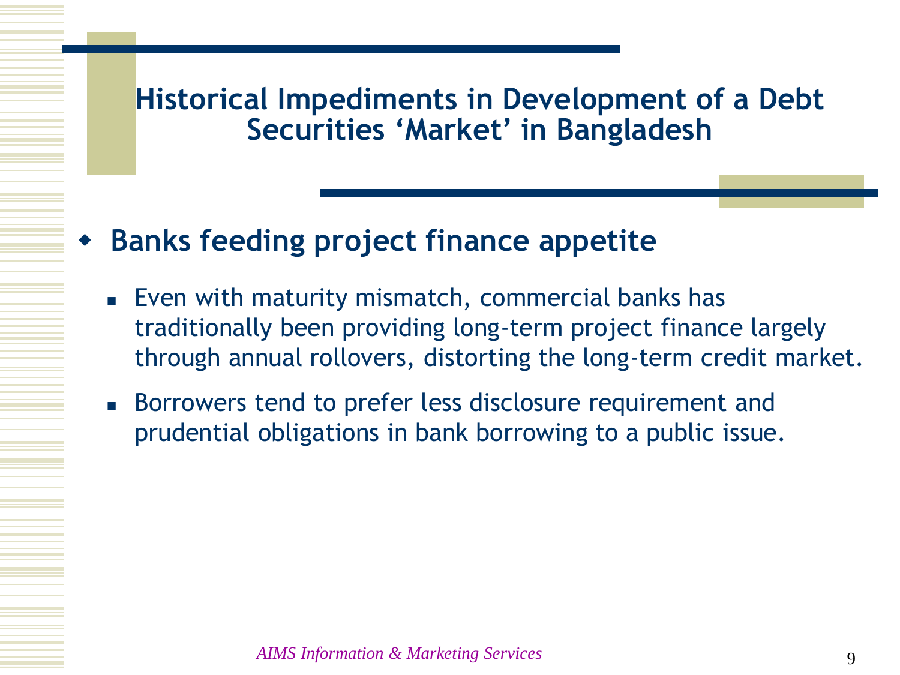# Historical Impediments in Development of a Debt Securities 'Market' in Bangladesh

- **Banks feeding project finance appetite**
  - Even with maturity mismatch, commercial banks has traditionally been providing long-term project finance largely through annual rollovers, distorting the long-term credit market.
  - Borrowers tend to prefer less disclosure requirement and prudential obligations in bank borrowing to a public issue.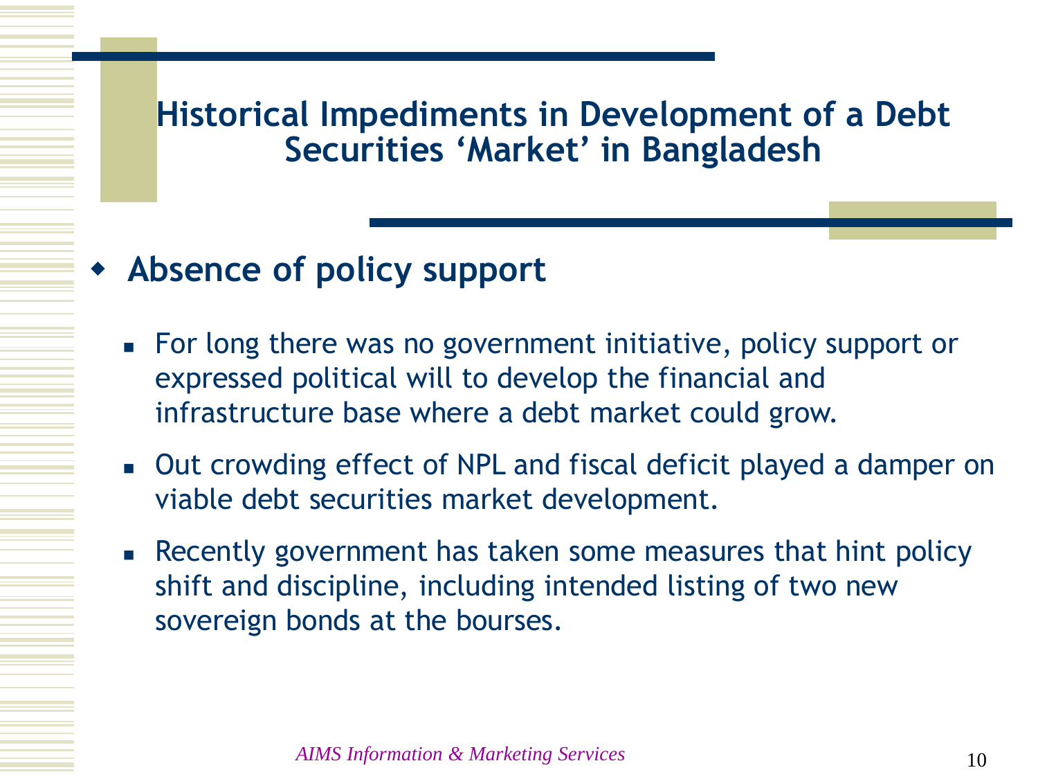# Historical Impediments in Development of a Debt Securities 'Market' in Bangladesh

- **Absence of policy support**
  - For long there was no government initiative, policy support or expressed political will to develop the financial and infrastructure base where a debt market could grow.
  - Out crowding effect of NPL and fiscal deficit played a damper on viable debt securities market development.
  - Recently government has taken some measures that hint policy shift and discipline, including intended listing of two new sovereign bonds at the bourses.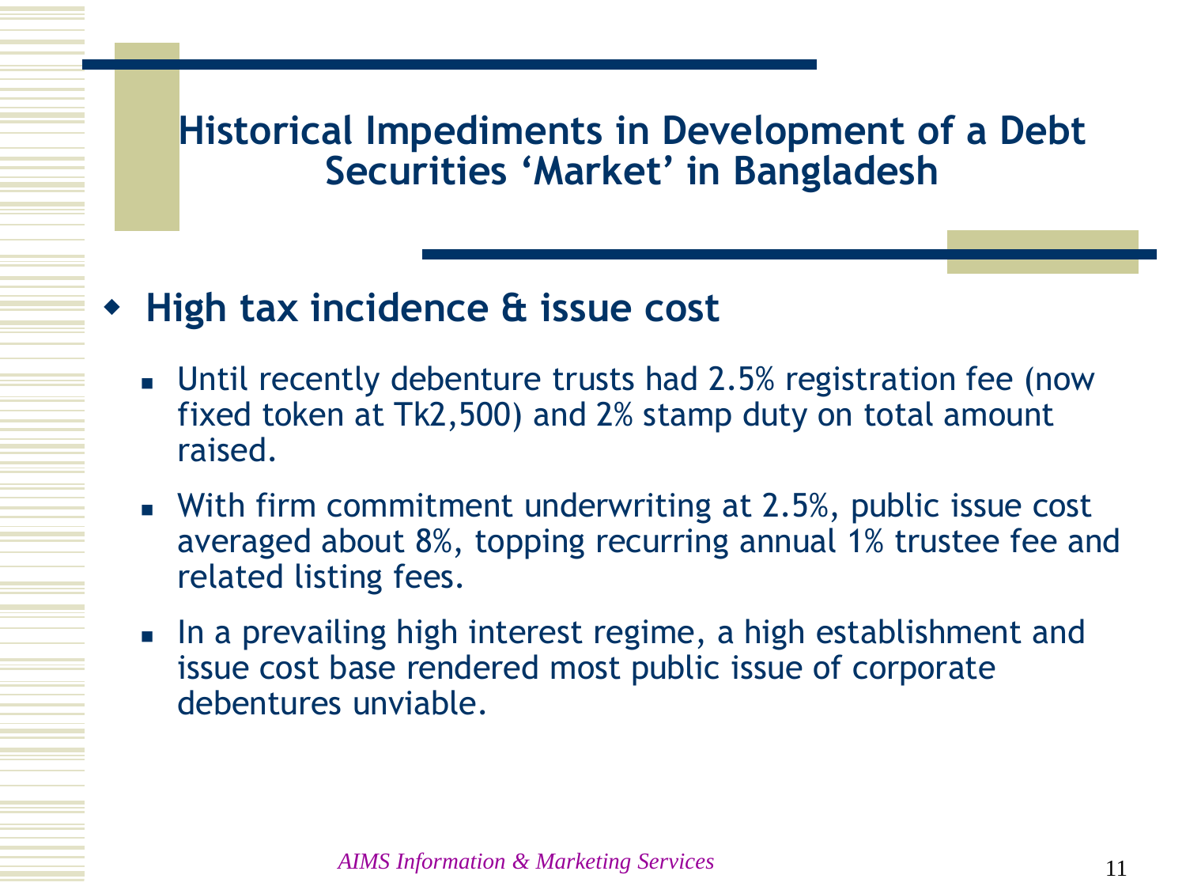# Historical Impediments in Development of a Debt Securities 'Market' in Bangladesh

- **High tax incidence & issue cost**
  - Until recently debenture trusts had 2.5% registration fee (now fixed token at Tk2,500) and 2% stamp duty on total amount raised.
  - With firm commitment underwriting at 2.5%, public issue cost averaged about 8%, topping recurring annual 1% trustee fee and related listing fees.
  - In a prevailing high interest regime, a high establishment and issue cost base rendered most public issue of corporate debentures unviable.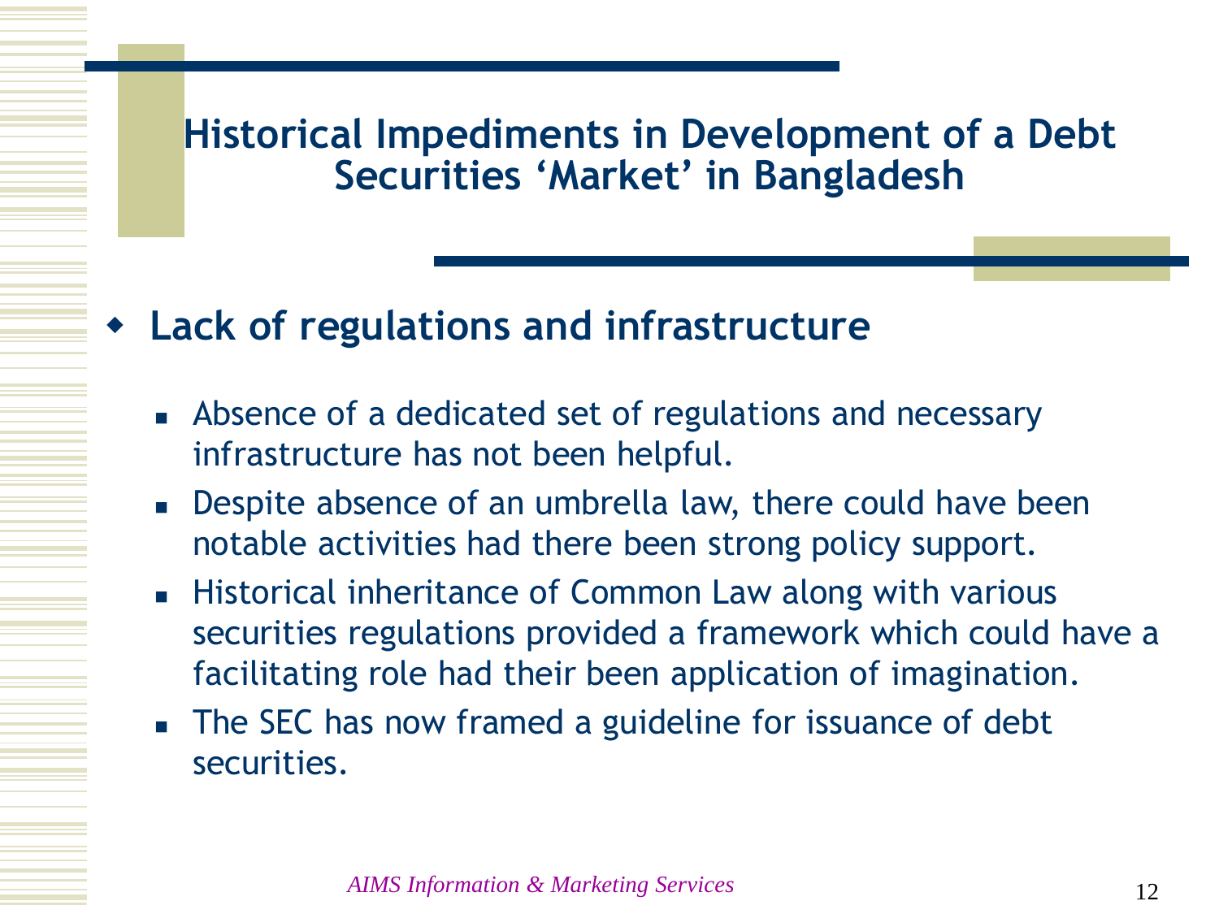# Historical Impediments in Development of a Debt Securities 'Market' in Bangladesh

- **Lack of regulations and infrastructure**
  - Absence of a dedicated set of regulations and necessary infrastructure has not been helpful.
  - Despite absence of an umbrella law, there could have been notable activities had there been strong policy support.
  - Historical inheritance of Common Law along with various securities regulations provided a framework which could have a facilitating role had their been application of imagination.
  - The SEC has now framed a guideline for issuance of debt securities.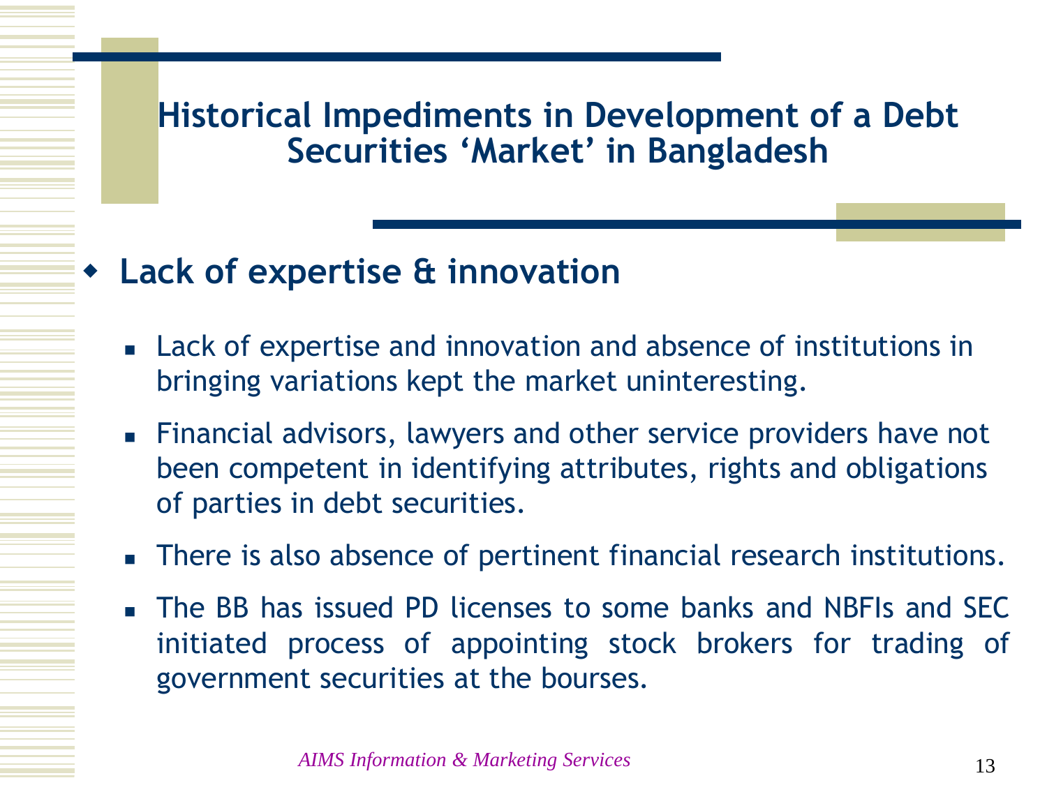# Historical Impediments in Development of a Debt Securities 'Market' in Bangladesh

- **Lack of expertise & innovation**
  - Lack of expertise and innovation and absence of institutions in bringing variations kept the market uninteresting.
  - Financial advisors, lawyers and other service providers have not been competent in identifying attributes, rights and obligations of parties in debt securities.
  - There is also absence of pertinent financial research institutions.
  - The BB has issued PD licenses to some banks and NBFIs and SEC initiated process of appointing stock brokers for trading of government securities at the bourses.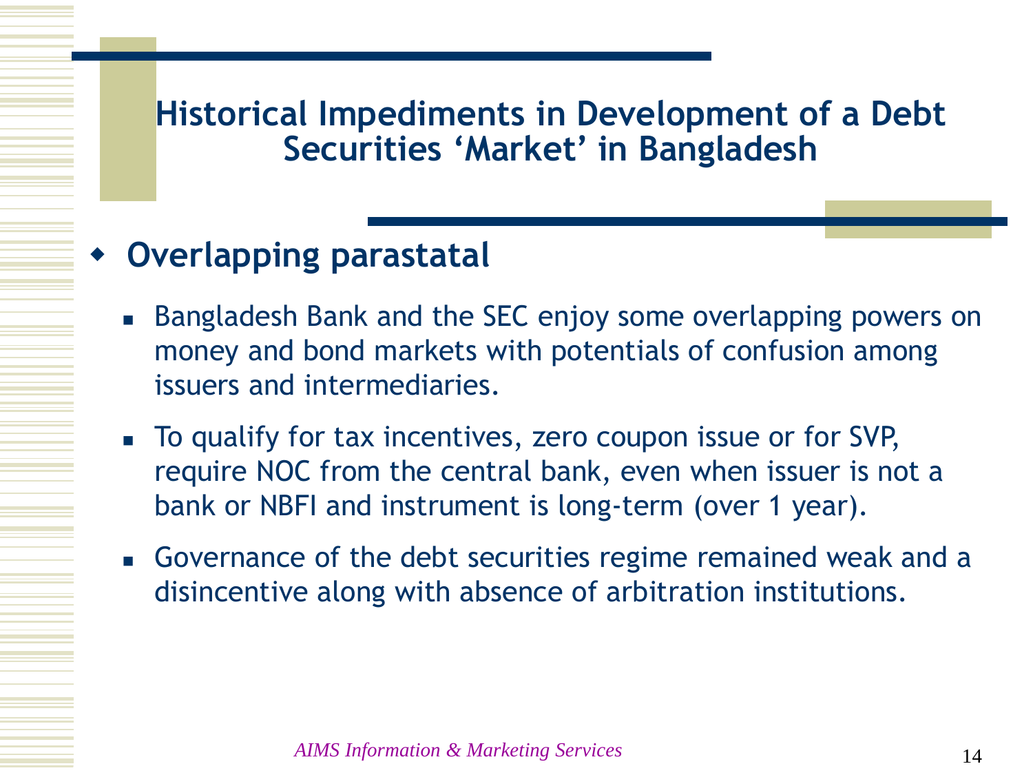# Historical Impediments in Development of a Debt Securities 'Market' in Bangladesh

- **Overlapping parastatal**
  - Bangladesh Bank and the SEC enjoy some overlapping powers on money and bond markets with potentials of confusion among issuers and intermediaries.
  - To qualify for tax incentives, zero coupon issue or for SVP, require NOC from the central bank, even when issuer is not a bank or NBFI and instrument is long-term (over 1 year).
  - Governance of the debt securities regime remained weak and a disincentive along with absence of arbitration institutions.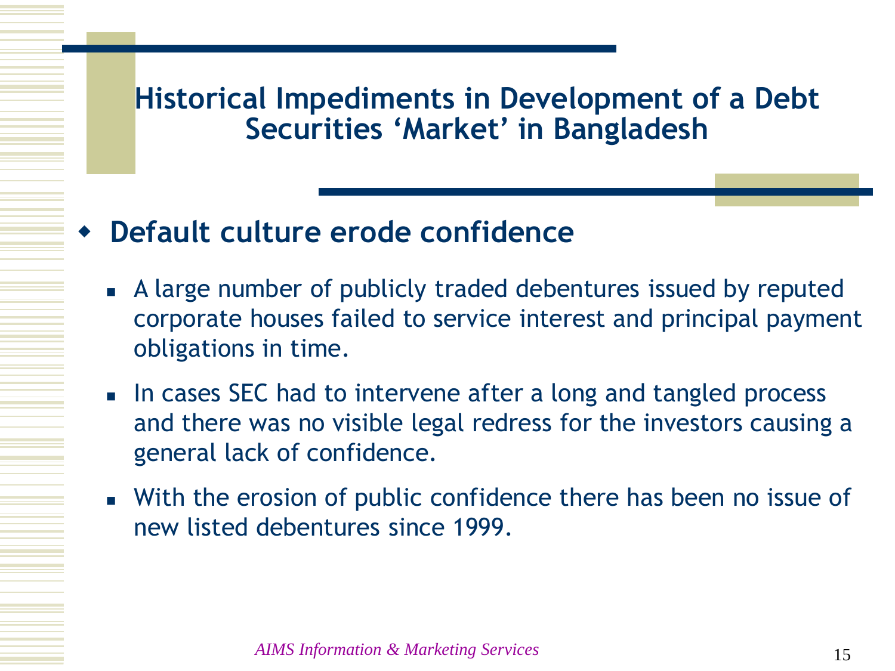# Historical Impediments in Development of a Debt Securities 'Market' in Bangladesh

- **Default culture erode confidence**
  - A large number of publicly traded debentures issued by reputed corporate houses failed to service interest and principal payment obligations in time.
  - In cases SEC had to intervene after a long and tangled process and there was no visible legal redress for the investors causing a general lack of confidence.
  - With the erosion of public confidence there has been no issue of new listed debentures since 1999.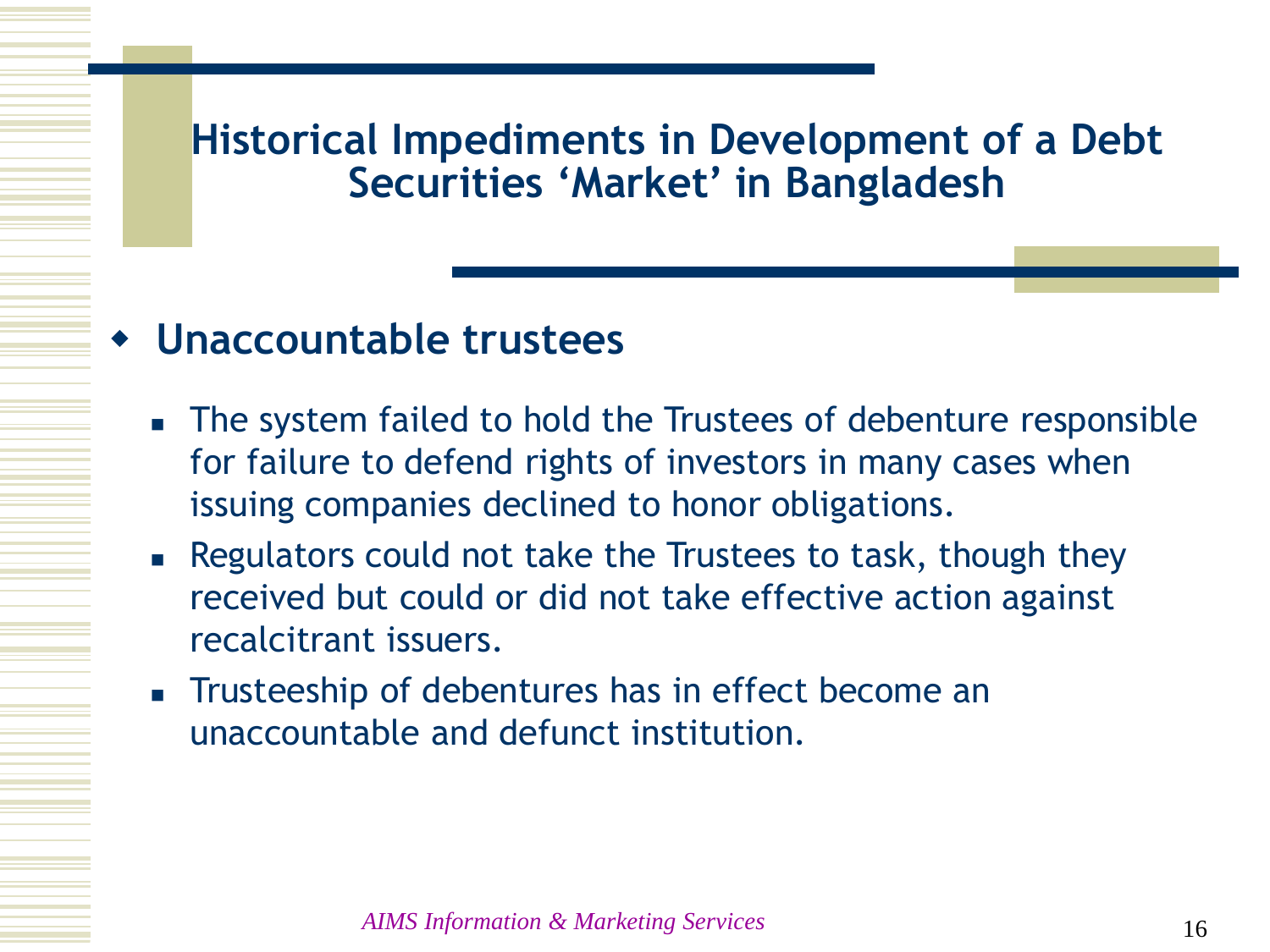# Historical Impediments in Development of a Debt Securities 'Market' in Bangladesh

- **Unaccountable trustees**
  - The system failed to hold the Trustees of debenture responsible for failure to defend rights of investors in many cases when issuing companies declined to honor obligations.
  - Regulators could not take the Trustees to task, though they received but could or did not take effective action against recalcitrant issuers.
  - Trusteeship of debentures has in effect become an unaccountable and defunct institution.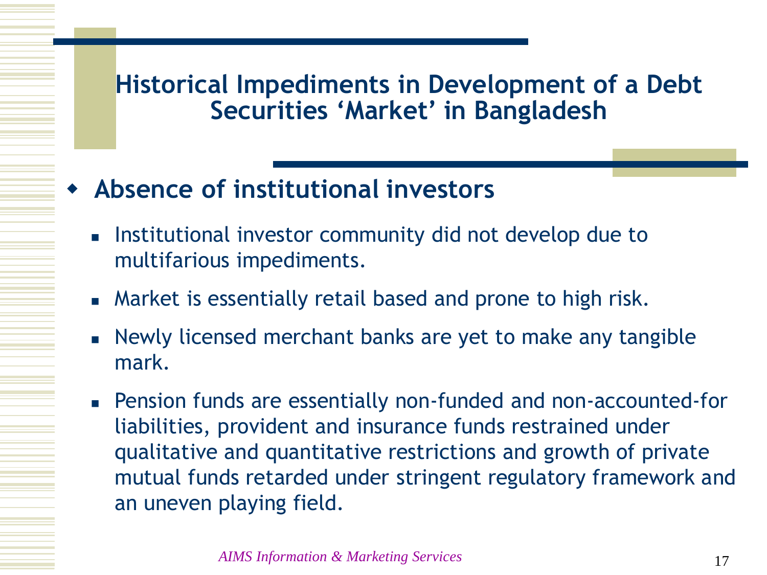# Historical Impediments in Development of a Debt Securities 'Market' in Bangladesh

- **Absence of institutional investors**
  - Institutional investor community did not develop due to multifarious impediments.
  - Market is essentially retail based and prone to high risk.
  - Newly licensed merchant banks are yet to make any tangible mark.
  - Pension funds are essentially non-funded and non-accounted-for liabilities, provident and insurance funds restrained under qualitative and quantitative restrictions and growth of private mutual funds retarded under stringent regulatory framework and an uneven playing field.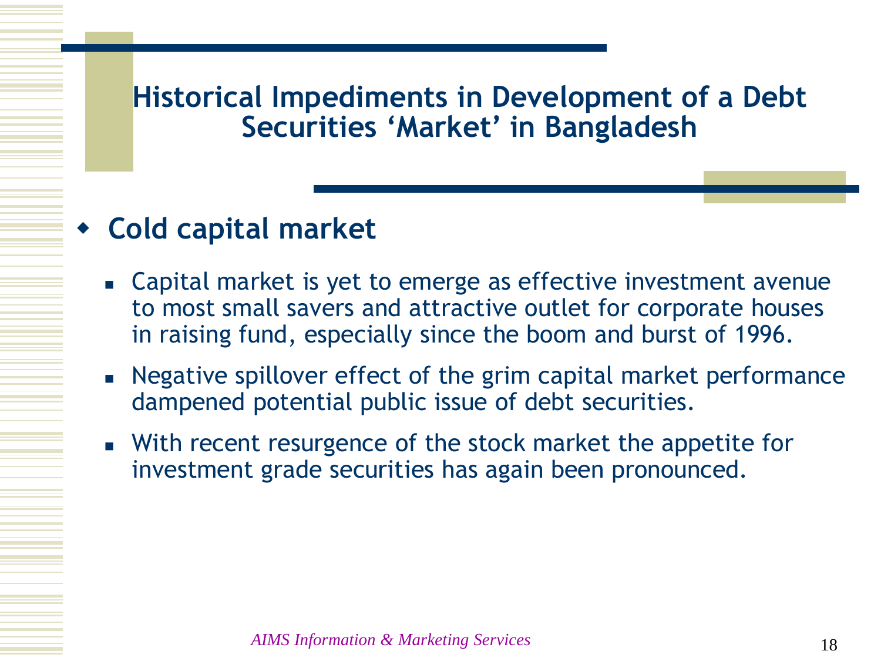# Historical Impediments in Development of a Debt Securities 'Market' in Bangladesh

- **Cold capital market**
  - Capital market is yet to emerge as effective investment avenue to most small savers and attractive outlet for corporate houses in raising fund, especially since the boom and burst of 1996.
  - Negative spillover effect of the grim capital market performance dampened potential public issue of debt securities.
  - With recent resurgence of the stock market the appetite for investment grade securities has again been pronounced.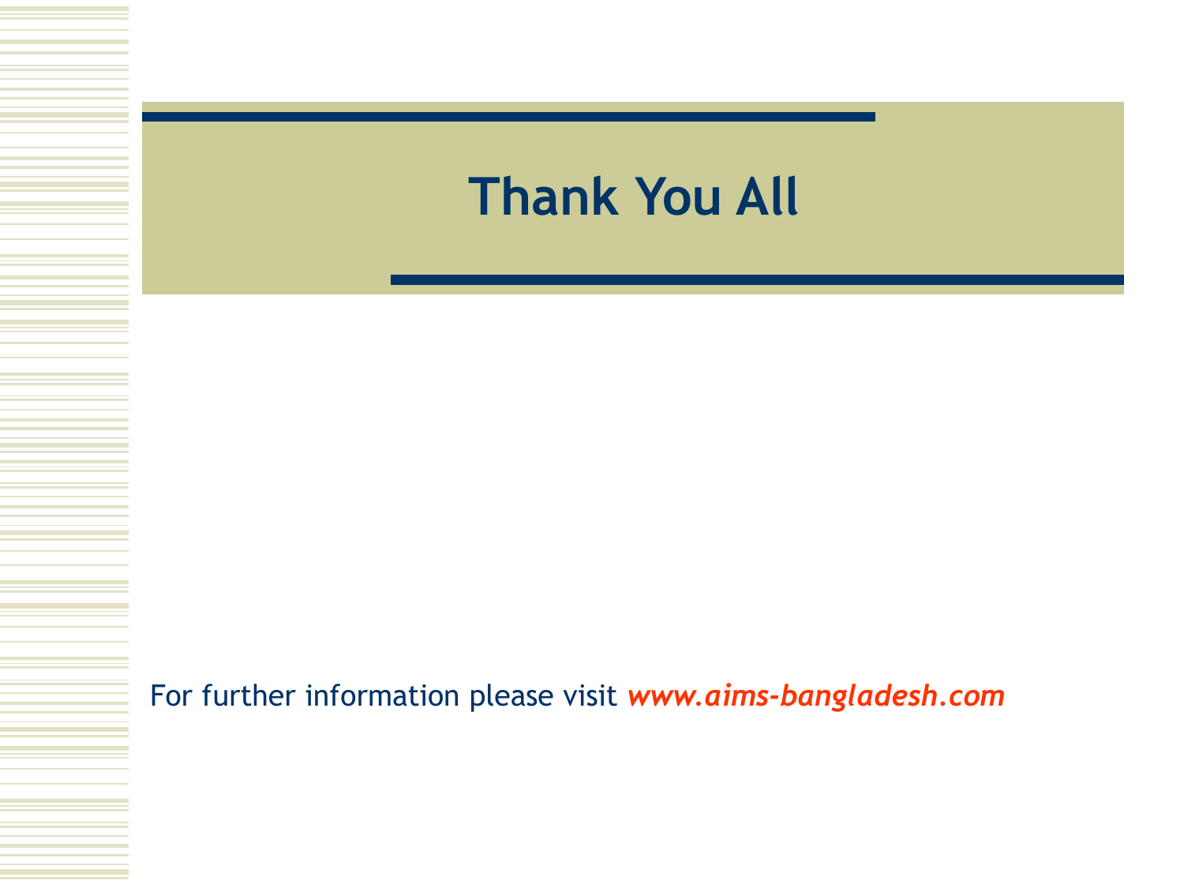# Thank You All

For further information please visit ***www.aims-bangladesh.com***